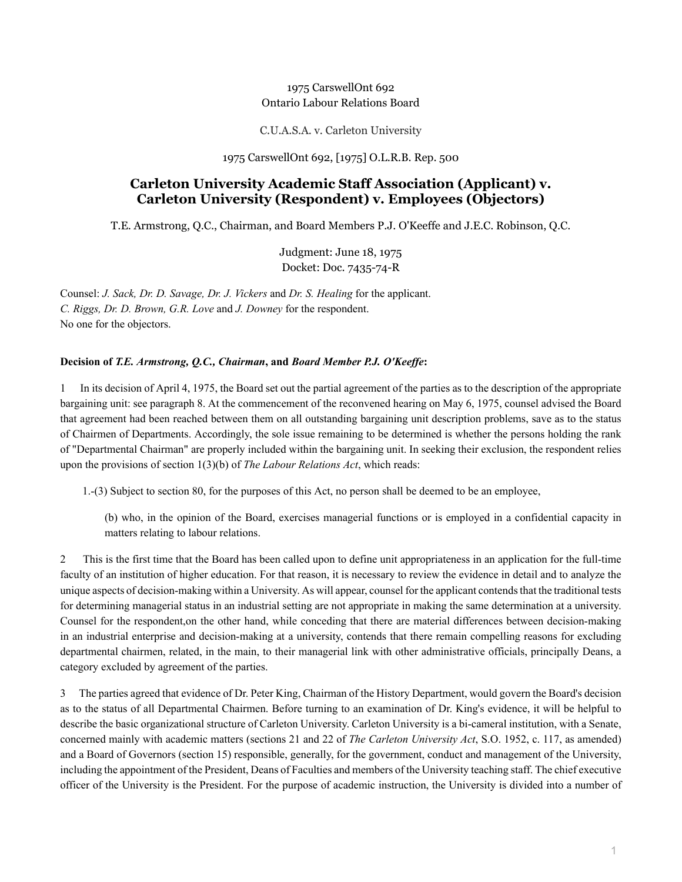1975 CarswellOnt 692
Ontario Labour Relations Board

C.U.A.S.A. v. Carleton University

1975 CarswellOnt 692, [1975] O.L.R.B. Rep. 500

# Carleton University Academic Staff Association (Applicant) v. Carleton University (Respondent) v. Employees (Objectors)

T.E. Armstrong, Q.C., Chairman, and Board Members P.J. O'Keeffe and J.E.C. Robinson, Q.C.

Judgment: June 18, 1975
Docket: Doc. 7435-74-R

Counsel: *J. Sack, Dr. D. Savage, Dr. J. Vickers* and *Dr. S. Healing* for the applicant.
*C. Riggs, Dr. D. Brown, G.R. Love* and *J. Downey* for the respondent.
No one for the objectors.

**Decision of *T.E. Armstrong, Q.C., Chairman*, and *Board Member P.J. O'Keeffe*:**

1 In its decision of April 4, 1975, the Board set out the partial agreement of the parties as to the description of the appropriate bargaining unit: see paragraph 8. At the commencement of the reconvened hearing on May 6, 1975, counsel advised the Board that agreement had been reached between them on all outstanding bargaining unit description problems, save as to the status of Chairmen of Departments. Accordingly, the sole issue remaining to be determined is whether the persons holding the rank of "Departmental Chairman" are properly included within the bargaining unit. In seeking their exclusion, the respondent relies upon the provisions of section 1(3)(b) of *The Labour Relations Act*, which reads:

> 1.-(3) Subject to section 80, for the purposes of this Act, no person shall be deemed to be an employee,
>
> > (b) who, in the opinion of the Board, exercises managerial functions or is employed in a confidential capacity in matters relating to labour relations.

2 This is the first time that the Board has been called upon to define unit appropriateness in an application for the full-time faculty of an institution of higher education. For that reason, it is necessary to review the evidence in detail and to analyze the unique aspects of decision-making within a University. As will appear, counsel for the applicant contends that the traditional tests for determining managerial status in an industrial setting are not appropriate in making the same determination at a university. Counsel for the respondent,on the other hand, while conceding that there are material differences between decision-making in an industrial enterprise and decision-making at a university, contends that there remain compelling reasons for excluding departmental chairmen, related, in the main, to their managerial link with other administrative officials, principally Deans, a category excluded by agreement of the parties.

3 The parties agreed that evidence of Dr. Peter King, Chairman of the History Department, would govern the Board's decision as to the status of all Departmental Chairmen. Before turning to an examination of Dr. King's evidence, it will be helpful to describe the basic organizational structure of Carleton University. Carleton University is a bi-cameral institution, with a Senate, concerned mainly with academic matters (sections 21 and 22 of *The Carleton University Act*, S.O. 1952, c. 117, as amended) and a Board of Governors (section 15) responsible, generally, for the government, conduct and management of the University, including the appointment of the President, Deans of Faculties and members of the University teaching staff. The chief executive officer of the University is the President. For the purpose of academic instruction, the University is divided into a number of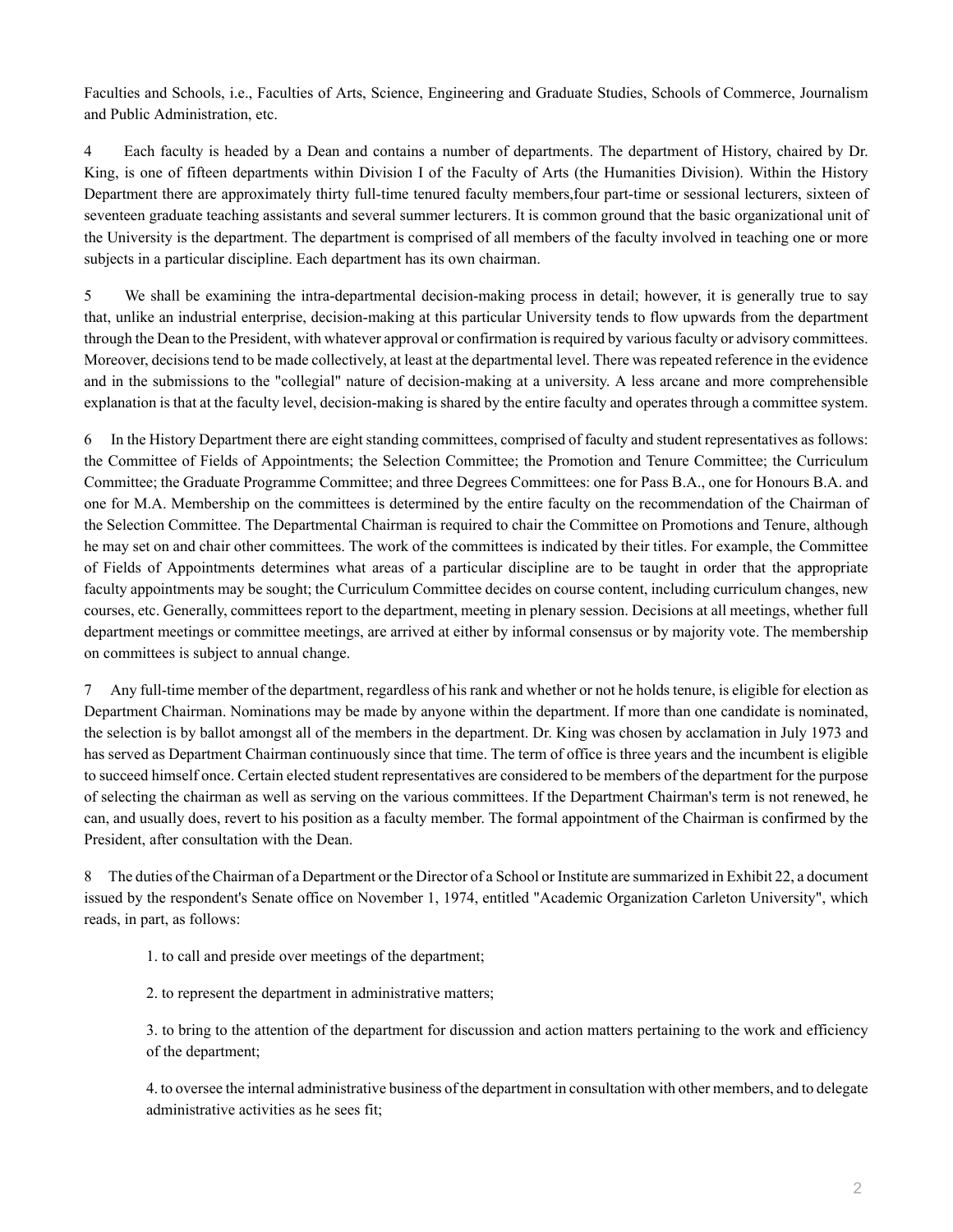Faculties and Schools, i.e., Faculties of Arts, Science, Engineering and Graduate Studies, Schools of Commerce, Journalism and Public Administration, etc.

4 Each faculty is headed by a Dean and contains a number of departments. The department of History, chaired by Dr. King, is one of fifteen departments within Division I of the Faculty of Arts (the Humanities Division). Within the History Department there are approximately thirty full-time tenured faculty members,four part-time or sessional lecturers, sixteen of seventeen graduate teaching assistants and several summer lecturers. It is common ground that the basic organizational unit of the University is the department. The department is comprised of all members of the faculty involved in teaching one or more subjects in a particular discipline. Each department has its own chairman.

5 We shall be examining the intra-departmental decision-making process in detail; however, it is generally true to say that, unlike an industrial enterprise, decision-making at this particular University tends to flow upwards from the department through the Dean to the President, with whatever approval or confirmation is required by various faculty or advisory committees. Moreover, decisions tend to be made collectively, at least at the departmental level. There was repeated reference in the evidence and in the submissions to the "collegial" nature of decision-making at a university. A less arcane and more comprehensible explanation is that at the faculty level, decision-making is shared by the entire faculty and operates through a committee system.

6 In the History Department there are eight standing committees, comprised of faculty and student representatives as follows: the Committee of Fields of Appointments; the Selection Committee; the Promotion and Tenure Committee; the Curriculum Committee; the Graduate Programme Committee; and three Degrees Committees: one for Pass B.A., one for Honours B.A. and one for M.A. Membership on the committees is determined by the entire faculty on the recommendation of the Chairman of the Selection Committee. The Departmental Chairman is required to chair the Committee on Promotions and Tenure, although he may set on and chair other committees. The work of the committees is indicated by their titles. For example, the Committee of Fields of Appointments determines what areas of a particular discipline are to be taught in order that the appropriate faculty appointments may be sought; the Curriculum Committee decides on course content, including curriculum changes, new courses, etc. Generally, committees report to the department, meeting in plenary session. Decisions at all meetings, whether full department meetings or committee meetings, are arrived at either by informal consensus or by majority vote. The membership on committees is subject to annual change.

7 Any full-time member of the department, regardless of his rank and whether or not he holds tenure, is eligible for election as Department Chairman. Nominations may be made by anyone within the department. If more than one candidate is nominated, the selection is by ballot amongst all of the members in the department. Dr. King was chosen by acclamation in July 1973 and has served as Department Chairman continuously since that time. The term of office is three years and the incumbent is eligible to succeed himself once. Certain elected student representatives are considered to be members of the department for the purpose of selecting the chairman as well as serving on the various committees. If the Department Chairman's term is not renewed, he can, and usually does, revert to his position as a faculty member. The formal appointment of the Chairman is confirmed by the President, after consultation with the Dean.

8 The duties of the Chairman of a Department or the Director of a School or Institute are summarized in Exhibit 22, a document issued by the respondent's Senate office on November 1, 1974, entitled "Academic Organization Carleton University", which reads, in part, as follows:

> 1. to call and preside over meetings of the department;
>
> 2. to represent the department in administrative matters;
>
> 3. to bring to the attention of the department for discussion and action matters pertaining to the work and efficiency of the department;
>
> 4. to oversee the internal administrative business of the department in consultation with other members, and to delegate administrative activities as he sees fit;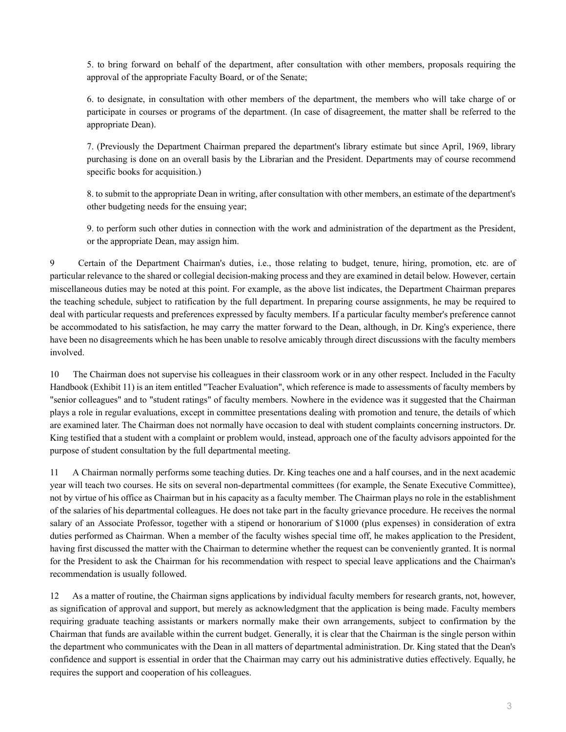5. to bring forward on behalf of the department, after consultation with other members, proposals requiring the approval of the appropriate Faculty Board, or of the Senate;

6. to designate, in consultation with other members of the department, the members who will take charge of or participate in courses or programs of the department. (In case of disagreement, the matter shall be referred to the appropriate Dean).

7. (Previously the Department Chairman prepared the department's library estimate but since April, 1969, library purchasing is done on an overall basis by the Librarian and the President. Departments may of course recommend specific books for acquisition.)

8. to submit to the appropriate Dean in writing, after consultation with other members, an estimate of the department's other budgeting needs for the ensuing year;

9. to perform such other duties in connection with the work and administration of the department as the President, or the appropriate Dean, may assign him.

9 Certain of the Department Chairman's duties, i.e., those relating to budget, tenure, hiring, promotion, etc. are of particular relevance to the shared or collegial decision-making process and they are examined in detail below. However, certain miscellaneous duties may be noted at this point. For example, as the above list indicates, the Department Chairman prepares the teaching schedule, subject to ratification by the full department. In preparing course assignments, he may be required to deal with particular requests and preferences expressed by faculty members. If a particular faculty member's preference cannot be accommodated to his satisfaction, he may carry the matter forward to the Dean, although, in Dr. King's experience, there have been no disagreements which he has been unable to resolve amicably through direct discussions with the faculty members involved.

10 The Chairman does not supervise his colleagues in their classroom work or in any other respect. Included in the Faculty Handbook (Exhibit 11) is an item entitled "Teacher Evaluation", which reference is made to assessments of faculty members by "senior colleagues" and to "student ratings" of faculty members. Nowhere in the evidence was it suggested that the Chairman plays a role in regular evaluations, except in committee presentations dealing with promotion and tenure, the details of which are examined later. The Chairman does not normally have occasion to deal with student complaints concerning instructors. Dr. King testified that a student with a complaint or problem would, instead, approach one of the faculty advisors appointed for the purpose of student consultation by the full departmental meeting.

11 A Chairman normally performs some teaching duties. Dr. King teaches one and a half courses, and in the next academic year will teach two courses. He sits on several non-departmental committees (for example, the Senate Executive Committee), not by virtue of his office as Chairman but in his capacity as a faculty member. The Chairman plays no role in the establishment of the salaries of his departmental colleagues. He does not take part in the faculty grievance procedure. He receives the normal salary of an Associate Professor, together with a stipend or honorarium of $1000 (plus expenses) in consideration of extra duties performed as Chairman. When a member of the faculty wishes special time off, he makes application to the President, having first discussed the matter with the Chairman to determine whether the request can be conveniently granted. It is normal for the President to ask the Chairman for his recommendation with respect to special leave applications and the Chairman's recommendation is usually followed.

12 As a matter of routine, the Chairman signs applications by individual faculty members for research grants, not, however, as signification of approval and support, but merely as acknowledgment that the application is being made. Faculty members requiring graduate teaching assistants or markers normally make their own arrangements, subject to confirmation by the Chairman that funds are available within the current budget. Generally, it is clear that the Chairman is the single person within the department who communicates with the Dean in all matters of departmental administration. Dr. King stated that the Dean's confidence and support is essential in order that the Chairman may carry out his administrative duties effectively. Equally, he requires the support and cooperation of his colleagues.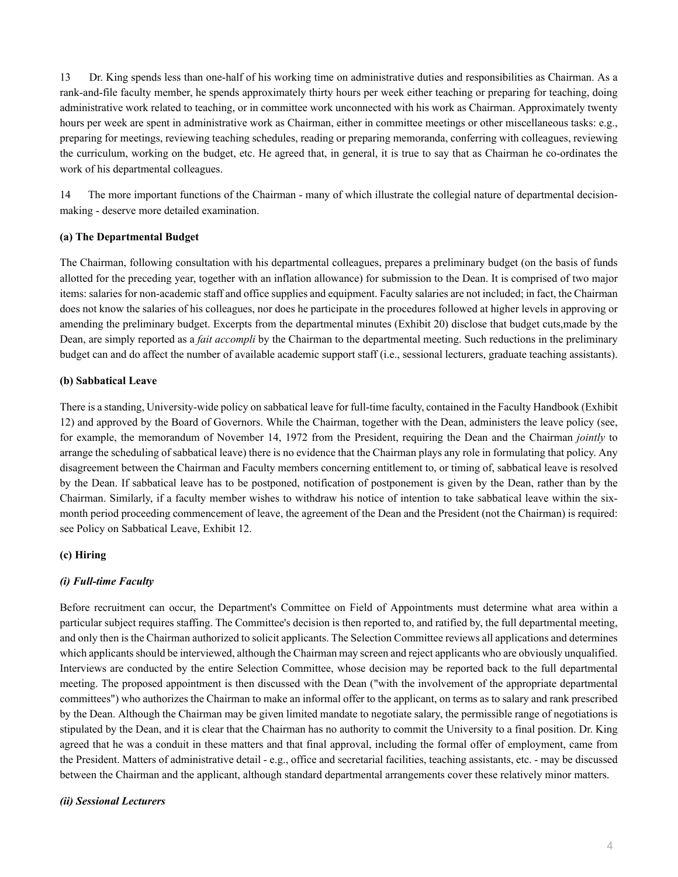13 Dr. King spends less than one-half of his working time on administrative duties and responsibilities as Chairman. As a rank-and-file faculty member, he spends approximately thirty hours per week either teaching or preparing for teaching, doing administrative work related to teaching, or in committee work unconnected with his work as Chairman. Approximately twenty hours per week are spent in administrative work as Chairman, either in committee meetings or other miscellaneous tasks: e.g., preparing for meetings, reviewing teaching schedules, reading or preparing memoranda, conferring with colleagues, reviewing the curriculum, working on the budget, etc. He agreed that, in general, it is true to say that as Chairman he co-ordinates the work of his departmental colleagues.

14 The more important functions of the Chairman - many of which illustrate the collegial nature of departmental decision-making - deserve more detailed examination.

**(a) The Departmental Budget**

The Chairman, following consultation with his departmental colleagues, prepares a preliminary budget (on the basis of funds allotted for the preceding year, together with an inflation allowance) for submission to the Dean. It is comprised of two major items: salaries for non-academic staff and office supplies and equipment. Faculty salaries are not included; in fact, the Chairman does not know the salaries of his colleagues, nor does he participate in the procedures followed at higher levels in approving or amending the preliminary budget. Excerpts from the departmental minutes (Exhibit 20) disclose that budget cuts,made by the Dean, are simply reported as a *fait accompli* by the Chairman to the departmental meeting. Such reductions in the preliminary budget can and do affect the number of available academic support staff (i.e., sessional lecturers, graduate teaching assistants).

**(b) Sabbatical Leave**

There is a standing, University-wide policy on sabbatical leave for full-time faculty, contained in the Faculty Handbook (Exhibit 12) and approved by the Board of Governors. While the Chairman, together with the Dean, administers the leave policy (see, for example, the memorandum of November 14, 1972 from the President, requiring the Dean and the Chairman *jointly* to arrange the scheduling of sabbatical leave) there is no evidence that the Chairman plays any role in formulating that policy. Any disagreement between the Chairman and Faculty members concerning entitlement to, or timing of, sabbatical leave is resolved by the Dean. If sabbatical leave has to be postponed, notification of postponement is given by the Dean, rather than by the Chairman. Similarly, if a faculty member wishes to withdraw his notice of intention to take sabbatical leave within the six-month period proceeding commencement of leave, the agreement of the Dean and the President (not the Chairman) is required: see Policy on Sabbatical Leave, Exhibit 12.

**(c) Hiring**

***(i) Full-time Faculty***

Before recruitment can occur, the Department's Committee on Field of Appointments must determine what area within a particular subject requires staffing. The Committee's decision is then reported to, and ratified by, the full departmental meeting, and only then is the Chairman authorized to solicit applicants. The Selection Committee reviews all applications and determines which applicants should be interviewed, although the Chairman may screen and reject applicants who are obviously unqualified. Interviews are conducted by the entire Selection Committee, whose decision may be reported back to the full departmental meeting. The proposed appointment is then discussed with the Dean ("with the involvement of the appropriate departmental committees") who authorizes the Chairman to make an informal offer to the applicant, on terms as to salary and rank prescribed by the Dean. Although the Chairman may be given limited mandate to negotiate salary, the permissible range of negotiations is stipulated by the Dean, and it is clear that the Chairman has no authority to commit the University to a final position. Dr. King agreed that he was a conduit in these matters and that final approval, including the formal offer of employment, came from the President. Matters of administrative detail - e.g., office and secretarial facilities, teaching assistants, etc. - may be discussed between the Chairman and the applicant, although standard departmental arrangements cover these relatively minor matters.

***(ii) Sessional Lecturers***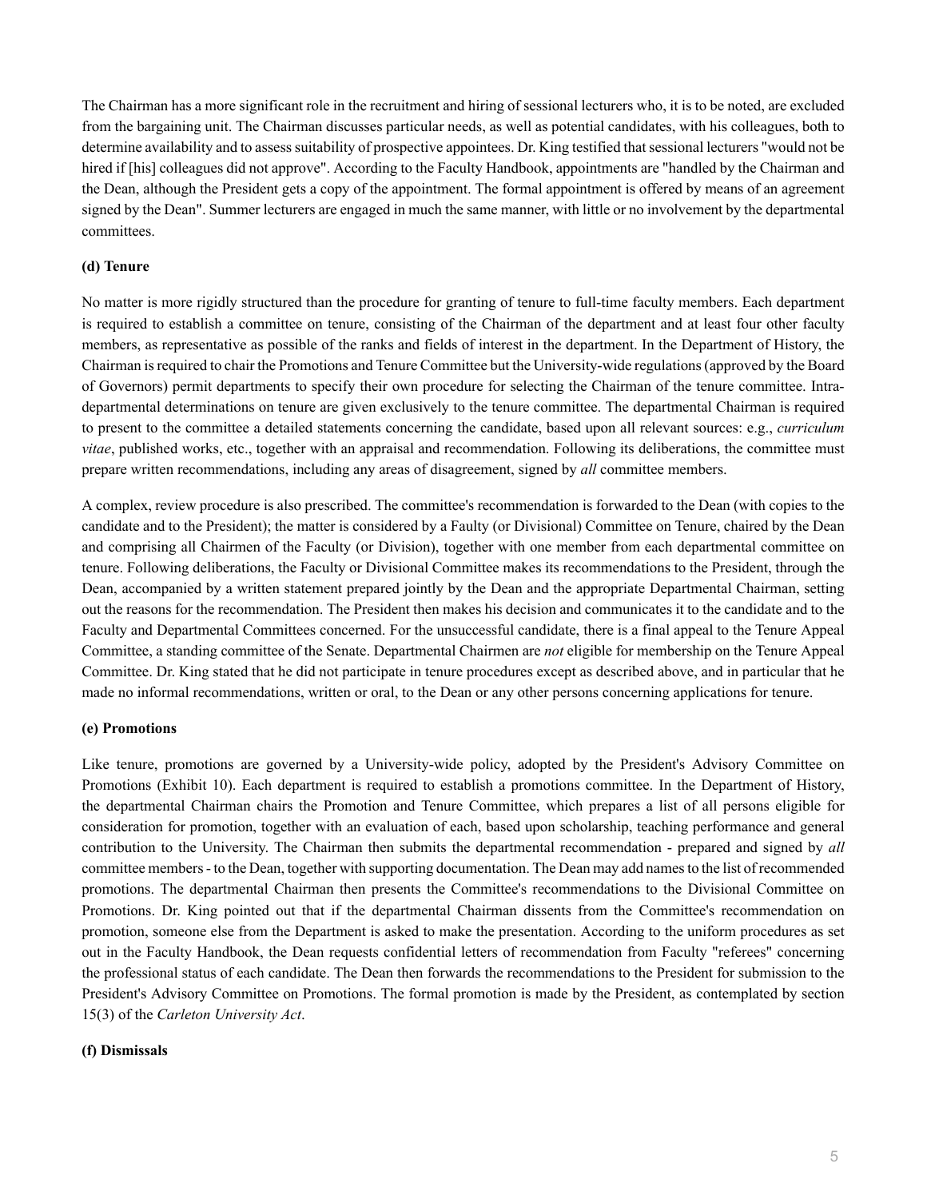The Chairman has a more significant role in the recruitment and hiring of sessional lecturers who, it is to be noted, are excluded from the bargaining unit. The Chairman discusses particular needs, as well as potential candidates, with his colleagues, both to determine availability and to assess suitability of prospective appointees. Dr. King testified that sessional lecturers "would not be hired if [his] colleagues did not approve". According to the Faculty Handbook, appointments are "handled by the Chairman and the Dean, although the President gets a copy of the appointment. The formal appointment is offered by means of an agreement signed by the Dean". Summer lecturers are engaged in much the same manner, with little or no involvement by the departmental committees.

**(d) Tenure**

No matter is more rigidly structured than the procedure for granting of tenure to full-time faculty members. Each department is required to establish a committee on tenure, consisting of the Chairman of the department and at least four other faculty members, as representative as possible of the ranks and fields of interest in the department. In the Department of History, the Chairman is required to chair the Promotions and Tenure Committee but the University-wide regulations (approved by the Board of Governors) permit departments to specify their own procedure for selecting the Chairman of the tenure committee. Intra-departmental determinations on tenure are given exclusively to the tenure committee. The departmental Chairman is required to present to the committee a detailed statements concerning the candidate, based upon all relevant sources: e.g., *curriculum vitae*, published works, etc., together with an appraisal and recommendation. Following its deliberations, the committee must prepare written recommendations, including any areas of disagreement, signed by *all* committee members.

A complex, review procedure is also prescribed. The committee's recommendation is forwarded to the Dean (with copies to the candidate and to the President); the matter is considered by a Faulty (or Divisional) Committee on Tenure, chaired by the Dean and comprising all Chairmen of the Faculty (or Division), together with one member from each departmental committee on tenure. Following deliberations, the Faculty or Divisional Committee makes its recommendations to the President, through the Dean, accompanied by a written statement prepared jointly by the Dean and the appropriate Departmental Chairman, setting out the reasons for the recommendation. The President then makes his decision and communicates it to the candidate and to the Faculty and Departmental Committees concerned. For the unsuccessful candidate, there is a final appeal to the Tenure Appeal Committee, a standing committee of the Senate. Departmental Chairmen are *not* eligible for membership on the Tenure Appeal Committee. Dr. King stated that he did not participate in tenure procedures except as described above, and in particular that he made no informal recommendations, written or oral, to the Dean or any other persons concerning applications for tenure.

**(e) Promotions**

Like tenure, promotions are governed by a University-wide policy, adopted by the President's Advisory Committee on Promotions (Exhibit 10). Each department is required to establish a promotions committee. In the Department of History, the departmental Chairman chairs the Promotion and Tenure Committee, which prepares a list of all persons eligible for consideration for promotion, together with an evaluation of each, based upon scholarship, teaching performance and general contribution to the University. The Chairman then submits the departmental recommendation - prepared and signed by *all* committee members - to the Dean, together with supporting documentation. The Dean may add names to the list of recommended promotions. The departmental Chairman then presents the Committee's recommendations to the Divisional Committee on Promotions. Dr. King pointed out that if the departmental Chairman dissents from the Committee's recommendation on promotion, someone else from the Department is asked to make the presentation. According to the uniform procedures as set out in the Faculty Handbook, the Dean requests confidential letters of recommendation from Faculty "referees" concerning the professional status of each candidate. The Dean then forwards the recommendations to the President for submission to the President's Advisory Committee on Promotions. The formal promotion is made by the President, as contemplated by section 15(3) of the *Carleton University Act*.

**(f) Dismissals**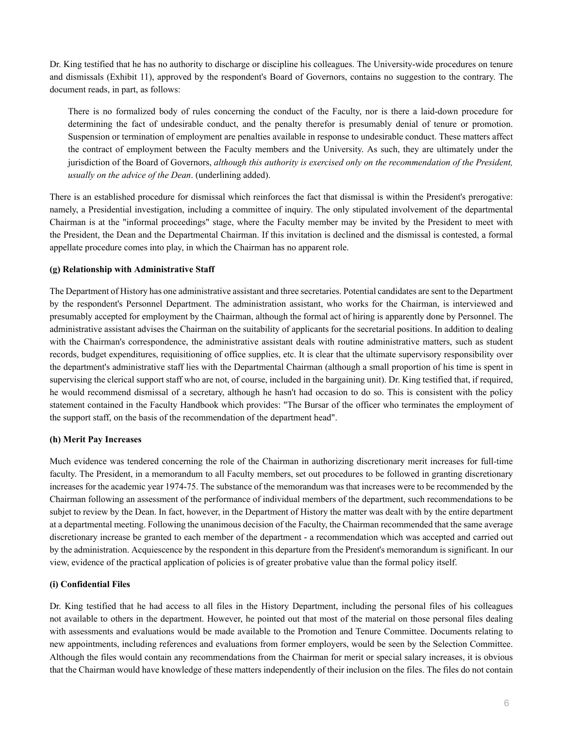Dr. King testified that he has no authority to discharge or discipline his colleagues. The University-wide procedures on tenure and dismissals (Exhibit 11), approved by the respondent's Board of Governors, contains no suggestion to the contrary. The document reads, in part, as follows:

> There is no formalized body of rules concerning the conduct of the Faculty, nor is there a laid-down procedure for determining the fact of undesirable conduct, and the penalty therefor is presumably denial of tenure or promotion. Suspension or termination of employment are penalties available in response to undesirable conduct. These matters affect the contract of employment between the Faculty members and the University. As such, they are ultimately under the jurisdiction of the Board of Governors, *although this authority is exercised only on the recommendation of the President, usually on the advice of the Dean*. (underlining added).

There is an established procedure for dismissal which reinforces the fact that dismissal is within the President's prerogative: namely, a Presidential investigation, including a committee of inquiry. The only stipulated involvement of the departmental Chairman is at the "informal proceedings" stage, where the Faculty member may be invited by the President to meet with the President, the Dean and the Departmental Chairman. If this invitation is declined and the dismissal is contested, a formal appellate procedure comes into play, in which the Chairman has no apparent role.

**(g) Relationship with Administrative Staff**

The Department of History has one administrative assistant and three secretaries. Potential candidates are sent to the Department by the respondent's Personnel Department. The administration assistant, who works for the Chairman, is interviewed and presumably accepted for employment by the Chairman, although the formal act of hiring is apparently done by Personnel. The administrative assistant advises the Chairman on the suitability of applicants for the secretarial positions. In addition to dealing with the Chairman's correspondence, the administrative assistant deals with routine administrative matters, such as student records, budget expenditures, requisitioning of office supplies, etc. It is clear that the ultimate supervisory responsibility over the department's administrative staff lies with the Departmental Chairman (although a small proportion of his time is spent in supervising the clerical support staff who are not, of course, included in the bargaining unit). Dr. King testified that, if required, he would recommend dismissal of a secretary, although he hasn't had occasion to do so. This is consistent with the policy statement contained in the Faculty Handbook which provides: "The Bursar of the officer who terminates the employment of the support staff, on the basis of the recommendation of the department head".

**(h) Merit Pay Increases**

Much evidence was tendered concerning the role of the Chairman in authorizing discretionary merit increases for full-time faculty. The President, in a memorandum to all Faculty members, set out procedures to be followed in granting discretionary increases for the academic year 1974-75. The substance of the memorandum was that increases were to be recommended by the Chairman following an assessment of the performance of individual members of the department, such recommendations to be subjet to review by the Dean. In fact, however, in the Department of History the matter was dealt with by the entire department at a departmental meeting. Following the unanimous decision of the Faculty, the Chairman recommended that the same average discretionary increase be granted to each member of the department - a recommendation which was accepted and carried out by the administration. Acquiescence by the respondent in this departure from the President's memorandum is significant. In our view, evidence of the practical application of policies is of greater probative value than the formal policy itself.

**(i) Confidential Files**

Dr. King testified that he had access to all files in the History Department, including the personal files of his colleagues not available to others in the department. However, he pointed out that most of the material on those personal files dealing with assessments and evaluations would be made available to the Promotion and Tenure Committee. Documents relating to new appointments, including references and evaluations from former employers, would be seen by the Selection Committee. Although the files would contain any recommendations from the Chairman for merit or special salary increases, it is obvious that the Chairman would have knowledge of these matters independently of their inclusion on the files. The files do not contain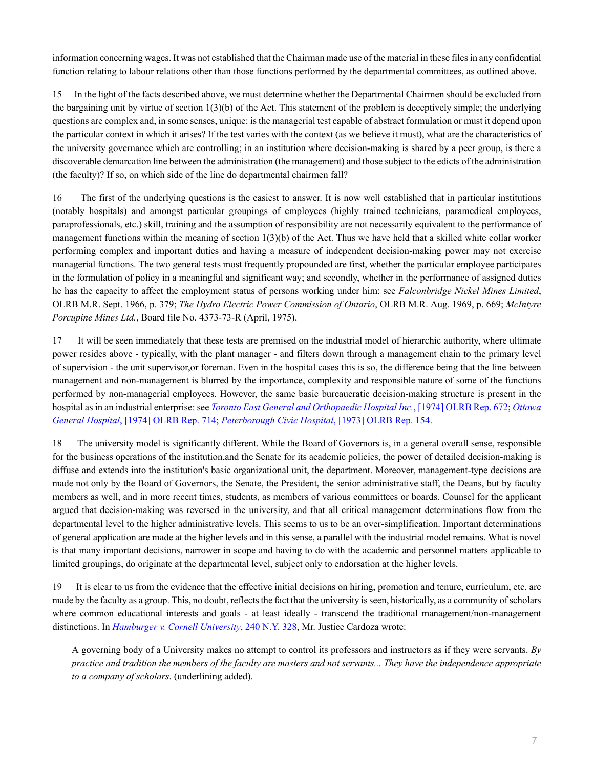information concerning wages. It was not established that the Chairman made use of the material in these files in any confidential function relating to labour relations other than those functions performed by the departmental committees, as outlined above.

15 In the light of the facts described above, we must determine whether the Departmental Chairmen should be excluded from the bargaining unit by virtue of section 1(3)(b) of the Act. This statement of the problem is deceptively simple; the underlying questions are complex and, in some senses, unique: is the managerial test capable of abstract formulation or must it depend upon the particular context in which it arises? If the test varies with the context (as we believe it must), what are the characteristics of the university governance which are controlling; in an institution where decision-making is shared by a peer group, is there a discoverable demarcation line between the administration (the management) and those subject to the edicts of the administration (the faculty)? If so, on which side of the line do departmental chairmen fall?

16 The first of the underlying questions is the easiest to answer. It is now well established that in particular institutions (notably hospitals) and amongst particular groupings of employees (highly trained technicians, paramedical employees, paraprofessionals, etc.) skill, training and the assumption of responsibility are not necessarily equivalent to the performance of management functions within the meaning of section 1(3)(b) of the Act. Thus we have held that a skilled white collar worker performing complex and important duties and having a measure of independent decision-making power may not exercise managerial functions. The two general tests most frequently propounded are first, whether the particular employee participates in the formulation of policy in a meaningful and significant way; and secondly, whether in the performance of assigned duties he has the capacity to affect the employment status of persons working under him: see *Falconbridge Nickel Mines Limited*, OLRB M.R. Sept. 1966, p. 379; *The Hydro Electric Power Commission of Ontario*, OLRB M.R. Aug. 1969, p. 669; *McIntyre Porcupine Mines Ltd.*, Board file No. 4373-73-R (April, 1975).

17 It will be seen immediately that these tests are premised on the industrial model of hierarchic authority, where ultimate power resides above - typically, with the plant manager - and filters down through a management chain to the primary level of supervision - the unit supervisor,or foreman. Even in the hospital cases this is so, the difference being that the line between management and non-management is blurred by the importance, complexity and responsible nature of some of the functions performed by non-managerial employees. However, the same basic bureaucratic decision-making structure is present in the hospital as in an industrial enterprise: see *Toronto East General and Orthopaedic Hospital Inc.*, [1974] OLRB Rep. 672; *Ottawa General Hospital*, [1974] OLRB Rep. 714; *Peterborough Civic Hospital*, [1973] OLRB Rep. 154.

18 The university model is significantly different. While the Board of Governors is, in a general overall sense, responsible for the business operations of the institution,and the Senate for its academic policies, the power of detailed decision-making is diffuse and extends into the institution's basic organizational unit, the department. Moreover, management-type decisions are made not only by the Board of Governors, the Senate, the President, the senior administrative staff, the Deans, but by faculty members as well, and in more recent times, students, as members of various committees or boards. Counsel for the applicant argued that decision-making was reversed in the university, and that all critical management determinations flow from the departmental level to the higher administrative levels. This seems to us to be an over-simplification. Important determinations of general application are made at the higher levels and in this sense, a parallel with the industrial model remains. What is novel is that many important decisions, narrower in scope and having to do with the academic and personnel matters applicable to limited groupings, do originate at the departmental level, subject only to endorsation at the higher levels.

19 It is clear to us from the evidence that the effective initial decisions on hiring, promotion and tenure, curriculum, etc. are made by the faculty as a group. This, no doubt, reflects the fact that the university is seen, historically, as a community of scholars where common educational interests and goals - at least ideally - transcend the traditional management/non-management distinctions. In *Hamburger v. Cornell University*, 240 N.Y. 328, Mr. Justice Cardoza wrote:

> A governing body of a University makes no attempt to control its professors and instructors as if they were servants. *By practice and tradition the members of the faculty are masters and not servants... They have the independence appropriate to a company of scholars*. (underlining added).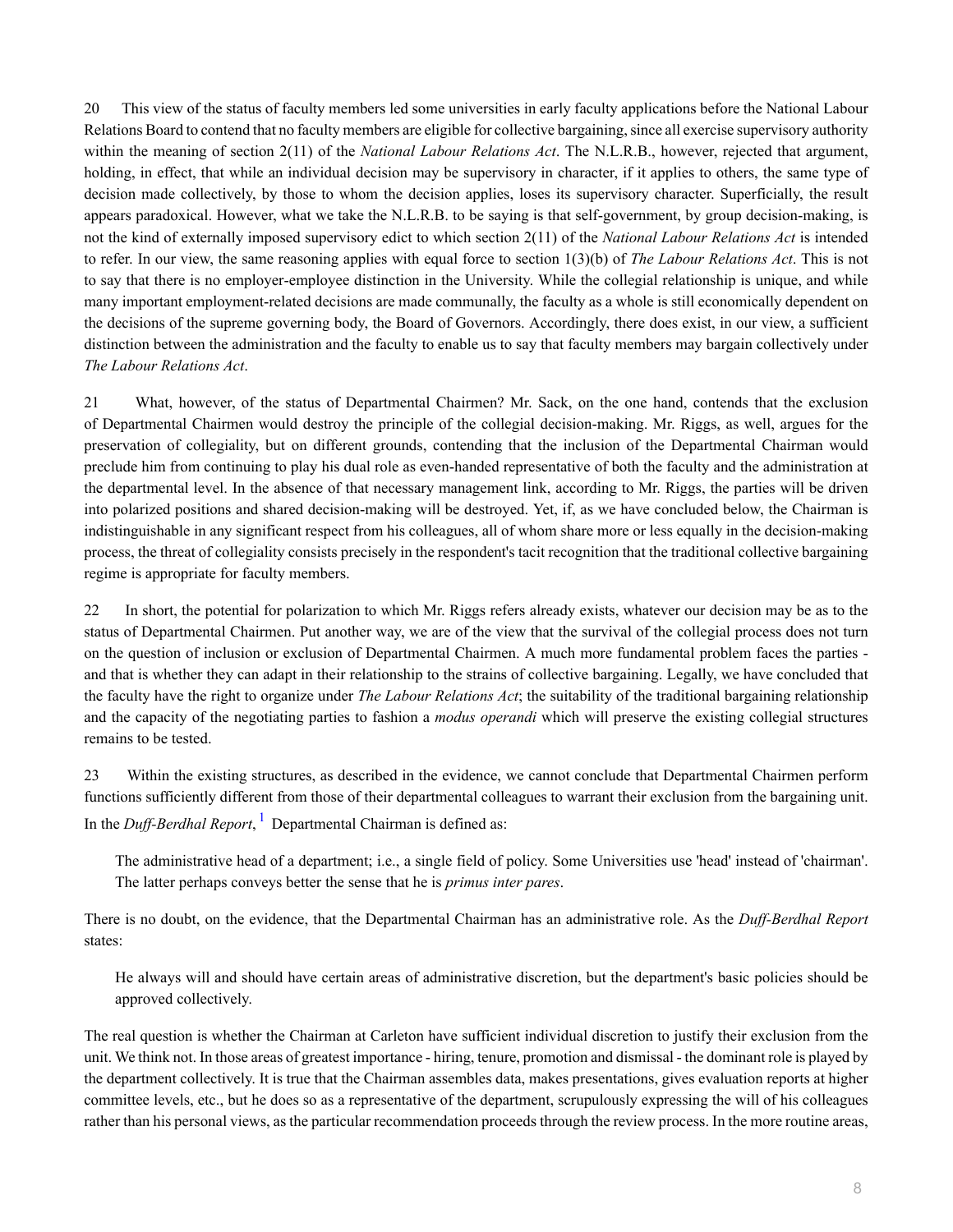20 This view of the status of faculty members led some universities in early faculty applications before the National Labour Relations Board to contend that no faculty members are eligible for collective bargaining, since all exercise supervisory authority within the meaning of section 2(11) of the *National Labour Relations Act*. The N.L.R.B., however, rejected that argument, holding, in effect, that while an individual decision may be supervisory in character, if it applies to others, the same type of decision made collectively, by those to whom the decision applies, loses its supervisory character. Superficially, the result appears paradoxical. However, what we take the N.L.R.B. to be saying is that self-government, by group decision-making, is not the kind of externally imposed supervisory edict to which section 2(11) of the *National Labour Relations Act* is intended to refer. In our view, the same reasoning applies with equal force to section 1(3)(b) of *The Labour Relations Act*. This is not to say that there is no employer-employee distinction in the University. While the collegial relationship is unique, and while many important employment-related decisions are made communally, the faculty as a whole is still economically dependent on the decisions of the supreme governing body, the Board of Governors. Accordingly, there does exist, in our view, a sufficient distinction between the administration and the faculty to enable us to say that faculty members may bargain collectively under *The Labour Relations Act*.

21 What, however, of the status of Departmental Chairmen? Mr. Sack, on the one hand, contends that the exclusion of Departmental Chairmen would destroy the principle of the collegial decision-making. Mr. Riggs, as well, argues for the preservation of collegiality, but on different grounds, contending that the inclusion of the Departmental Chairman would preclude him from continuing to play his dual role as even-handed representative of both the faculty and the administration at the departmental level. In the absence of that necessary management link, according to Mr. Riggs, the parties will be driven into polarized positions and shared decision-making will be destroyed. Yet, if, as we have concluded below, the Chairman is indistinguishable in any significant respect from his colleagues, all of whom share more or less equally in the decision-making process, the threat of collegiality consists precisely in the respondent's tacit recognition that the traditional collective bargaining regime is appropriate for faculty members.

22 In short, the potential for polarization to which Mr. Riggs refers already exists, whatever our decision may be as to the status of Departmental Chairmen. Put another way, we are of the view that the survival of the collegial process does not turn on the question of inclusion or exclusion of Departmental Chairmen. A much more fundamental problem faces the parties - and that is whether they can adapt in their relationship to the strains of collective bargaining. Legally, we have concluded that the faculty have the right to organize under *The Labour Relations Act*; the suitability of the traditional bargaining relationship and the capacity of the negotiating parties to fashion a *modus operandi* which will preserve the existing collegial structures remains to be tested.

23 Within the existing structures, as described in the evidence, we cannot conclude that Departmental Chairmen perform functions sufficiently different from those of their departmental colleagues to warrant their exclusion from the bargaining unit. In the *Duff-Berdhal Report*,[1] Departmental Chairman is defined as:

> The administrative head of a department; i.e., a single field of policy. Some Universities use 'head' instead of 'chairman'. The latter perhaps conveys better the sense that he is *primus inter pares*.

There is no doubt, on the evidence, that the Departmental Chairman has an administrative role. As the *Duff-Berdhal Report* states:

> He always will and should have certain areas of administrative discretion, but the department's basic policies should be approved collectively.

The real question is whether the Chairman at Carleton have sufficient individual discretion to justify their exclusion from the unit. We think not. In those areas of greatest importance - hiring, tenure, promotion and dismissal - the dominant role is played by the department collectively. It is true that the Chairman assembles data, makes presentations, gives evaluation reports at higher committee levels, etc., but he does so as a representative of the department, scrupulously expressing the will of his colleagues rather than his personal views, as the particular recommendation proceeds through the review process. In the more routine areas,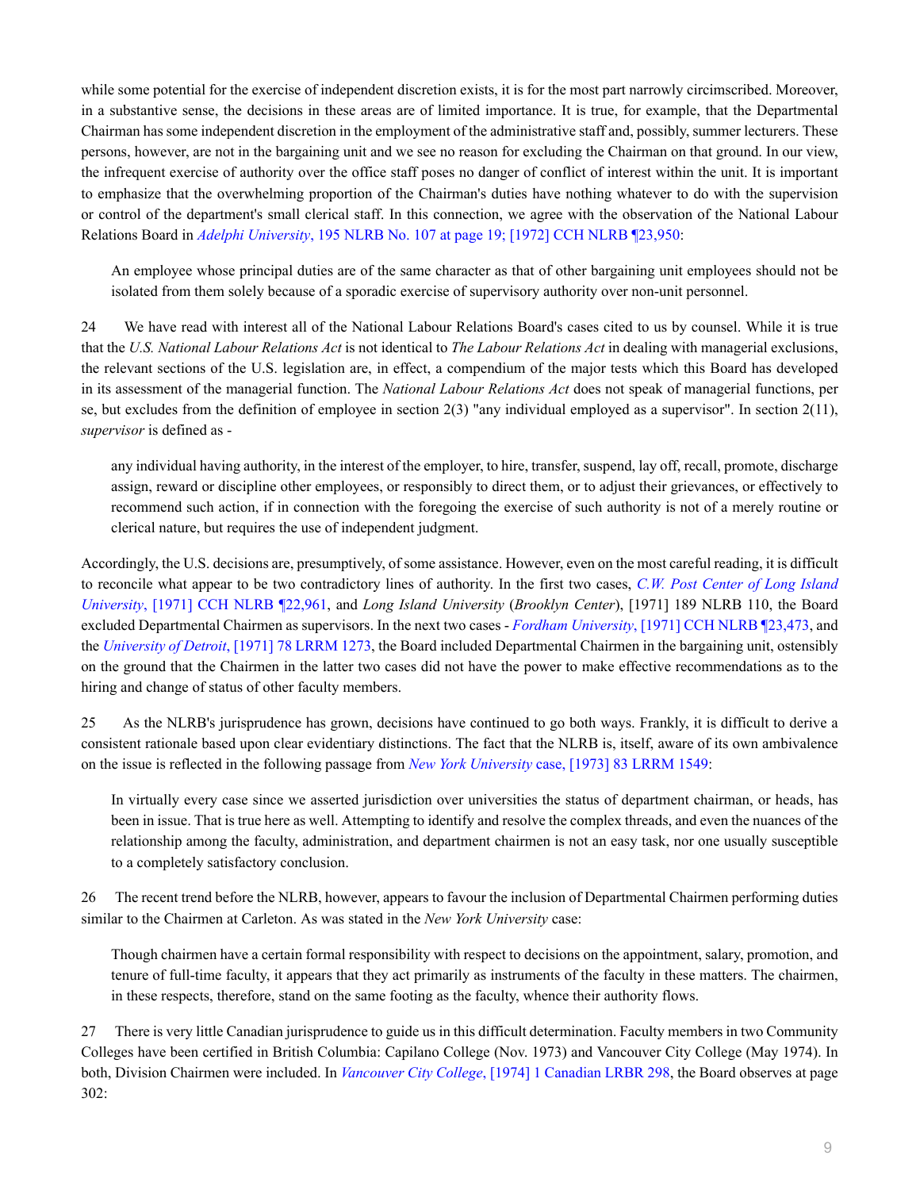while some potential for the exercise of independent discretion exists, it is for the most part narrowly circimscribed. Moreover, in a substantive sense, the decisions in these areas are of limited importance. It is true, for example, that the Departmental Chairman has some independent discretion in the employment of the administrative staff and, possibly, summer lecturers. These persons, however, are not in the bargaining unit and we see no reason for excluding the Chairman on that ground. In our view, the infrequent exercise of authority over the office staff poses no danger of conflict of interest within the unit. It is important to emphasize that the overwhelming proportion of the Chairman's duties have nothing whatever to do with the supervision or control of the department's small clerical staff. In this connection, we agree with the observation of the National Labour Relations Board in *Adelphi University*, 195 NLRB No. 107 at page 19; [1972] CCH NLRB ¶23,950:

> An employee whose principal duties are of the same character as that of other bargaining unit employees should not be isolated from them solely because of a sporadic exercise of supervisory authority over non-unit personnel.

24 We have read with interest all of the National Labour Relations Board's cases cited to us by counsel. While it is true that the *U.S. National Labour Relations Act* is not identical to *The Labour Relations Act* in dealing with managerial exclusions, the relevant sections of the U.S. legislation are, in effect, a compendium of the major tests which this Board has developed in its assessment of the managerial function. The *National Labour Relations Act* does not speak of managerial functions, per se, but excludes from the definition of employee in section 2(3) "any individual employed as a supervisor". In section 2(11), *supervisor* is defined as -

> any individual having authority, in the interest of the employer, to hire, transfer, suspend, lay off, recall, promote, discharge assign, reward or discipline other employees, or responsibly to direct them, or to adjust their grievances, or effectively to recommend such action, if in connection with the foregoing the exercise of such authority is not of a merely routine or clerical nature, but requires the use of independent judgment.

Accordingly, the U.S. decisions are, presumptively, of some assistance. However, even on the most careful reading, it is difficult to reconcile what appear to be two contradictory lines of authority. In the first two cases, *C.W. Post Center of Long Island University*, [1971] CCH NLRB ¶22,961, and *Long Island University* (*Brooklyn Center*), [1971] 189 NLRB 110, the Board excluded Departmental Chairmen as supervisors. In the next two cases - *Fordham University*, [1971] CCH NLRB ¶23,473, and the *University of Detroit*, [1971] 78 LRRM 1273, the Board included Departmental Chairmen in the bargaining unit, ostensibly on the ground that the Chairmen in the latter two cases did not have the power to make effective recommendations as to the hiring and change of status of other faculty members.

25 As the NLRB's jurisprudence has grown, decisions have continued to go both ways. Frankly, it is difficult to derive a consistent rationale based upon clear evidentiary distinctions. The fact that the NLRB is, itself, aware of its own ambivalence on the issue is reflected in the following passage from *New York University* case, [1973] 83 LRRM 1549:

> In virtually every case since we asserted jurisdiction over universities the status of department chairman, or heads, has been in issue. That is true here as well. Attempting to identify and resolve the complex threads, and even the nuances of the relationship among the faculty, administration, and department chairmen is not an easy task, nor one usually susceptible to a completely satisfactory conclusion.

26 The recent trend before the NLRB, however, appears to favour the inclusion of Departmental Chairmen performing duties similar to the Chairmen at Carleton. As was stated in the *New York University* case:

> Though chairmen have a certain formal responsibility with respect to decisions on the appointment, salary, promotion, and tenure of full-time faculty, it appears that they act primarily as instruments of the faculty in these matters. The chairmen, in these respects, therefore, stand on the same footing as the faculty, whence their authority flows.

27 There is very little Canadian jurisprudence to guide us in this difficult determination. Faculty members in two Community Colleges have been certified in British Columbia: Capilano College (Nov. 1973) and Vancouver City College (May 1974). In both, Division Chairmen were included. In *Vancouver City College*, [1974] 1 Canadian LRBR 298, the Board observes at page 302: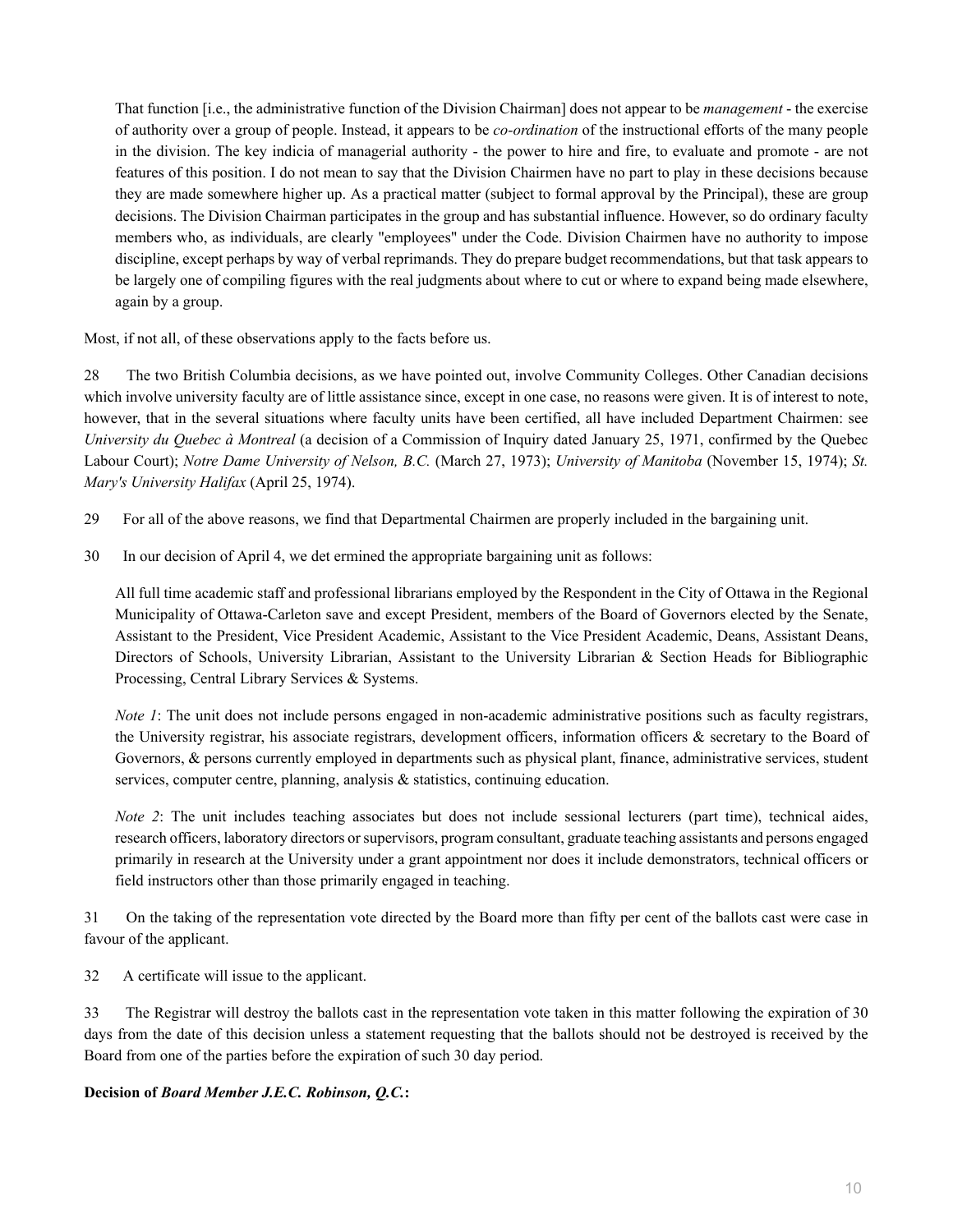That function [i.e., the administrative function of the Division Chairman] does not appear to be *management* - the exercise of authority over a group of people. Instead, it appears to be *co-ordination* of the instructional efforts of the many people in the division. The key indicia of managerial authority - the power to hire and fire, to evaluate and promote - are not features of this position. I do not mean to say that the Division Chairmen have no part to play in these decisions because they are made somewhere higher up. As a practical matter (subject to formal approval by the Principal), these are group decisions. The Division Chairman participates in the group and has substantial influence. However, so do ordinary faculty members who, as individuals, are clearly "employees" under the Code. Division Chairmen have no authority to impose discipline, except perhaps by way of verbal reprimands. They do prepare budget recommendations, but that task appears to be largely one of compiling figures with the real judgments about where to cut or where to expand being made elsewhere, again by a group.

Most, if not all, of these observations apply to the facts before us.

28 The two British Columbia decisions, as we have pointed out, involve Community Colleges. Other Canadian decisions which involve university faculty are of little assistance since, except in one case, no reasons were given. It is of interest to note, however, that in the several situations where faculty units have been certified, all have included Department Chairmen: see *University du Quebec à Montreal* (a decision of a Commission of Inquiry dated January 25, 1971, confirmed by the Quebec Labour Court); *Notre Dame University of Nelson, B.C.* (March 27, 1973); *University of Manitoba* (November 15, 1974); *St. Mary's University Halifax* (April 25, 1974).

29 For all of the above reasons, we find that Departmental Chairmen are properly included in the bargaining unit.

30 In our decision of April 4, we det ermined the appropriate bargaining unit as follows:

All full time academic staff and professional librarians employed by the Respondent in the City of Ottawa in the Regional Municipality of Ottawa-Carleton save and except President, members of the Board of Governors elected by the Senate, Assistant to the President, Vice President Academic, Assistant to the Vice President Academic, Deans, Assistant Deans, Directors of Schools, University Librarian, Assistant to the University Librarian & Section Heads for Bibliographic Processing, Central Library Services & Systems.

*Note 1*: The unit does not include persons engaged in non-academic administrative positions such as faculty registrars, the University registrar, his associate registrars, development officers, information officers & secretary to the Board of Governors, & persons currently employed in departments such as physical plant, finance, administrative services, student services, computer centre, planning, analysis & statistics, continuing education.

*Note 2*: The unit includes teaching associates but does not include sessional lecturers (part time), technical aides, research officers, laboratory directors or supervisors, program consultant, graduate teaching assistants and persons engaged primarily in research at the University under a grant appointment nor does it include demonstrators, technical officers or field instructors other than those primarily engaged in teaching.

31 On the taking of the representation vote directed by the Board more than fifty per cent of the ballots cast were case in favour of the applicant.

32 A certificate will issue to the applicant.

33 The Registrar will destroy the ballots cast in the representation vote taken in this matter following the expiration of 30 days from the date of this decision unless a statement requesting that the ballots should not be destroyed is received by the Board from one of the parties before the expiration of such 30 day period.

**Decision of *Board Member J.E.C. Robinson, Q.C.*:**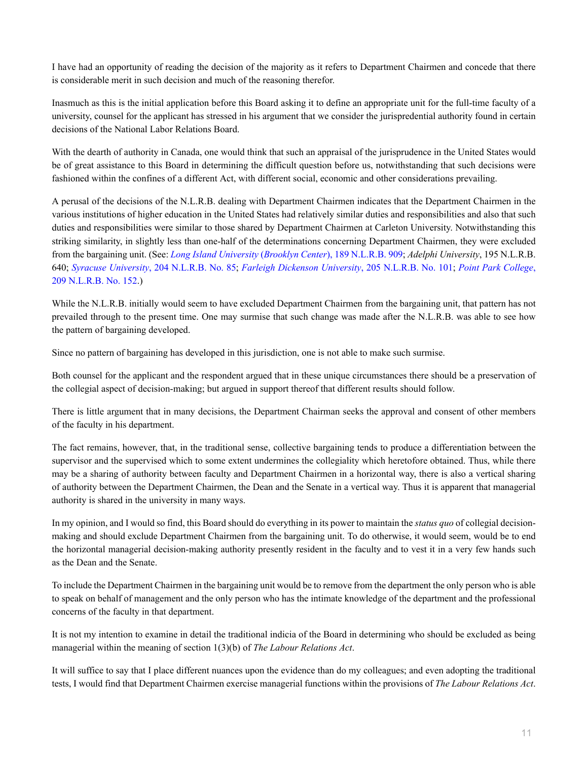I have had an opportunity of reading the decision of the majority as it refers to Department Chairmen and concede that there is considerable merit in such decision and much of the reasoning therefor.

Inasmuch as this is the initial application before this Board asking it to define an appropriate unit for the full-time faculty of a university, counsel for the applicant has stressed in his argument that we consider the jurispredential authority found in certain decisions of the National Labor Relations Board.

With the dearth of authority in Canada, one would think that such an appraisal of the jurisprudence in the United States would be of great assistance to this Board in determining the difficult question before us, notwithstanding that such decisions were fashioned within the confines of a different Act, with different social, economic and other considerations prevailing.

A perusal of the decisions of the N.L.R.B. dealing with Department Chairmen indicates that the Department Chairmen in the various institutions of higher education in the United States had relatively similar duties and responsibilities and also that such duties and responsibilities were similar to those shared by Department Chairmen at Carleton University. Notwithstanding this striking similarity, in slightly less than one-half of the determinations concerning Department Chairmen, they were excluded from the bargaining unit. (See: *Long Island University* (*Brooklyn Center*), 189 N.L.R.B. 909; *Adelphi University*, 195 N.L.R.B. 640; *Syracuse University*, 204 N.L.R.B. No. 85; *Farleigh Dickenson University*, 205 N.L.R.B. No. 101; *Point Park College*, 209 N.L.R.B. No. 152.)

While the N.L.R.B. initially would seem to have excluded Department Chairmen from the bargaining unit, that pattern has not prevailed through to the present time. One may surmise that such change was made after the N.L.R.B. was able to see how the pattern of bargaining developed.

Since no pattern of bargaining has developed in this jurisdiction, one is not able to make such surmise.

Both counsel for the applicant and the respondent argued that in these unique circumstances there should be a preservation of the collegial aspect of decision-making; but argued in support thereof that different results should follow.

There is little argument that in many decisions, the Department Chairman seeks the approval and consent of other members of the faculty in his department.

The fact remains, however, that, in the traditional sense, collective bargaining tends to produce a differentiation between the supervisor and the supervised which to some extent undermines the collegiality which heretofore obtained. Thus, while there may be a sharing of authority between faculty and Department Chairmen in a horizontal way, there is also a vertical sharing of authority between the Department Chairmen, the Dean and the Senate in a vertical way. Thus it is apparent that managerial authority is shared in the university in many ways.

In my opinion, and I would so find, this Board should do everything in its power to maintain the *status quo* of collegial decision-making and should exclude Department Chairmen from the bargaining unit. To do otherwise, it would seem, would be to end the horizontal managerial decision-making authority presently resident in the faculty and to vest it in a very few hands such as the Dean and the Senate.

To include the Department Chairmen in the bargaining unit would be to remove from the department the only person who is able to speak on behalf of management and the only person who has the intimate knowledge of the department and the professional concerns of the faculty in that department.

It is not my intention to examine in detail the traditional indicia of the Board in determining who should be excluded as being managerial within the meaning of section 1(3)(b) of *The Labour Relations Act*.

It will suffice to say that I place different nuances upon the evidence than do my colleagues; and even adopting the traditional tests, I would find that Department Chairmen exercise managerial functions within the provisions of *The Labour Relations Act*.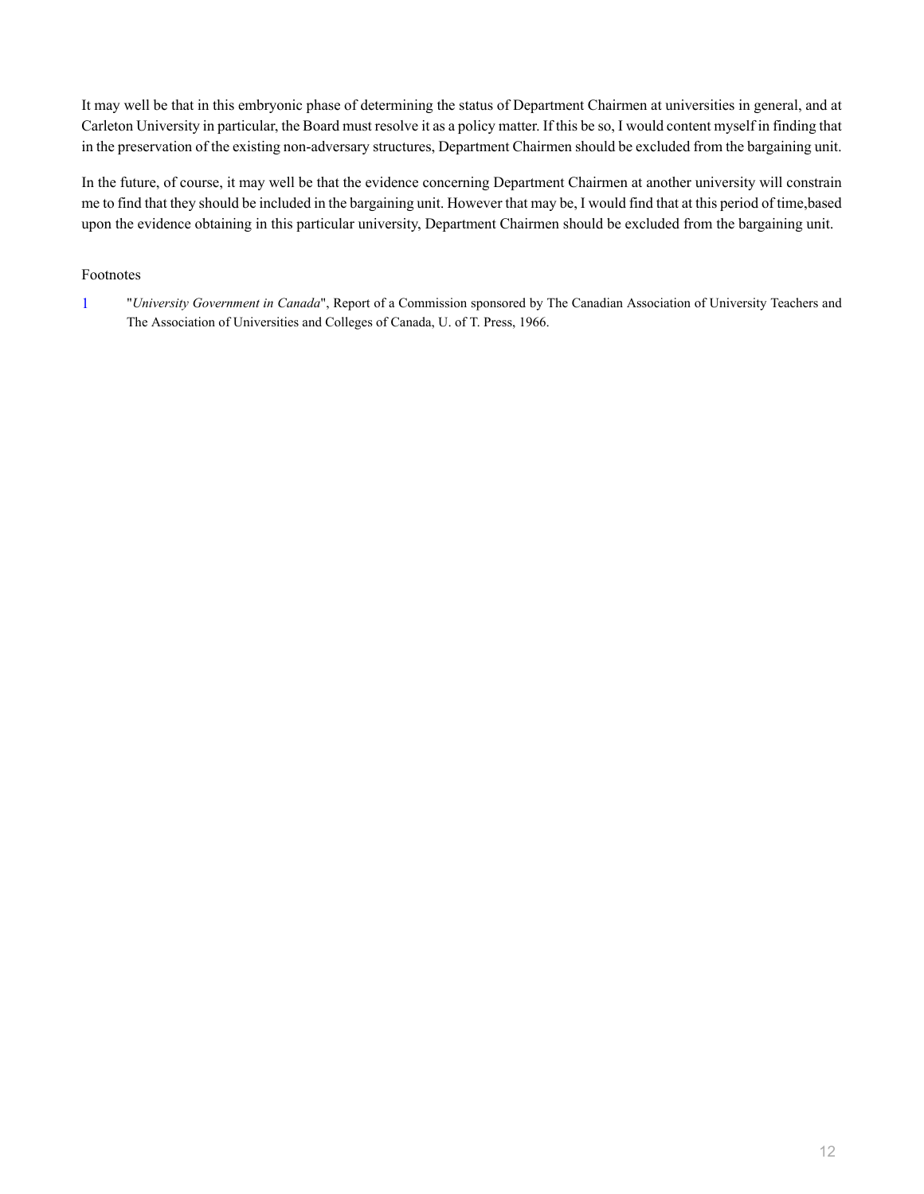It may well be that in this embryonic phase of determining the status of Department Chairmen at universities in general, and at Carleton University in particular, the Board must resolve it as a policy matter. If this be so, I would content myself in finding that in the preservation of the existing non-adversary structures, Department Chairmen should be excluded from the bargaining unit.

In the future, of course, it may well be that the evidence concerning Department Chairmen at another university will constrain me to find that they should be included in the bargaining unit. However that may be, I would find that at this period of time,based upon the evidence obtaining in this particular university, Department Chairmen should be excluded from the bargaining unit.

Footnotes

1 "*University Government in Canada*", Report of a Commission sponsored by The Canadian Association of University Teachers and The Association of Universities and Colleges of Canada, U. of T. Press, 1966.